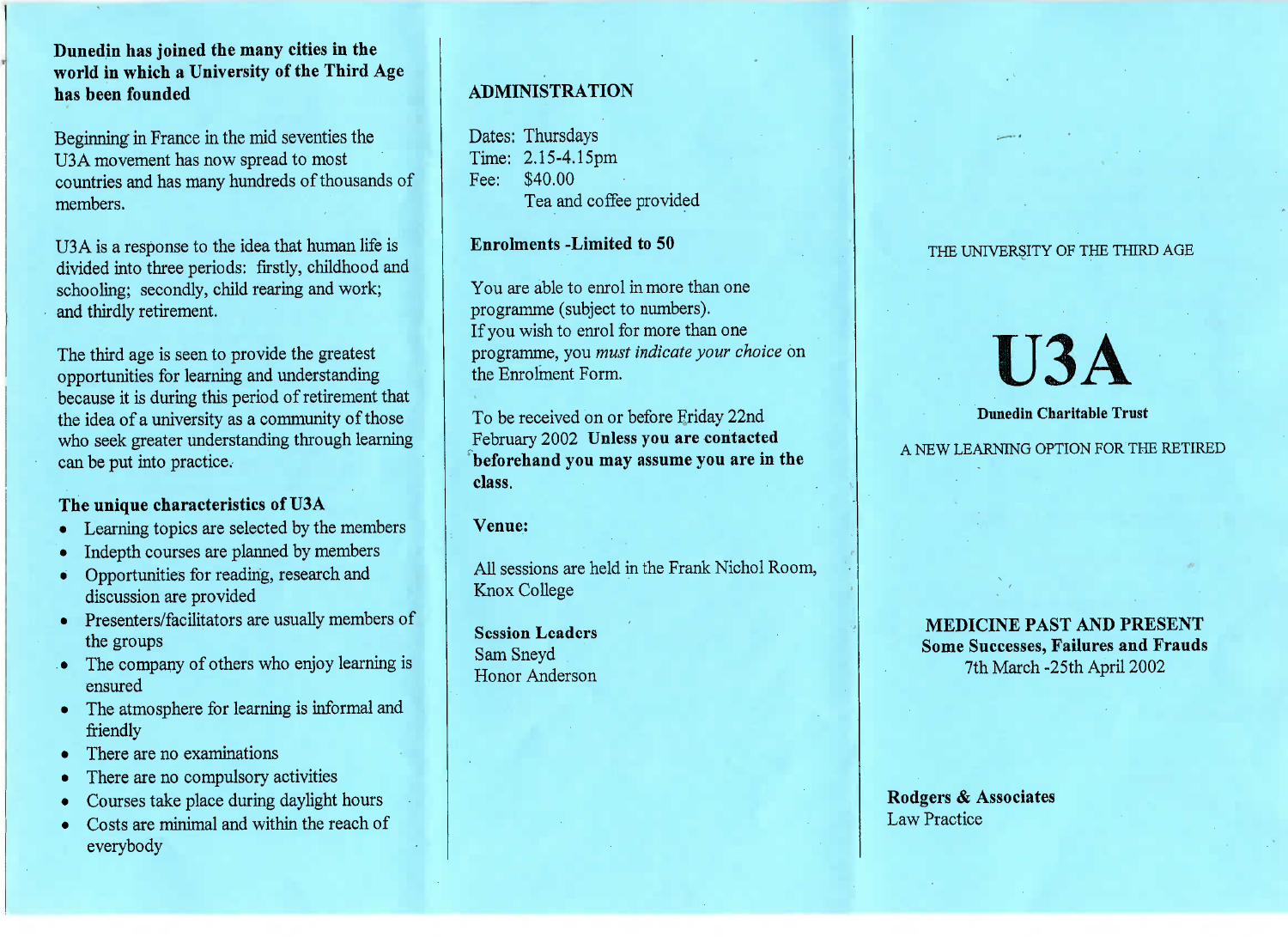**Dunedin has joined the many cities in the world in which a University of the Third Age has been founded**

Beginning in France in the mid seventies the U3A movement has now spread to most countries and has many hundreds of thousands of members.

U3A is a response to the idea that human life is divided into three periods: firstly, childhood and schooling; secondly, child rearing and work; and thirdly retirement.

The third age is seen to provide the greatest opportunities for learning and understanding because it is during this period of retirement that the idea of a university as a community of those who seek greater understanding through learning can be put into practice.

### The unique characteristics of U3A

- Learning topics are selected by the members
- Indepth courses are planned by members
- Opportunities for reading, research and discussion are provided
- Presenters/facilitators are usually members of the groups
- The company of others who enjoy learning is ensured
- The atmosphere for learning is informal and friendly
- There are no examinations
- There are no compulsory activities
- Courses take place during daylight hours
- Costs are minimal and within the reach of everybody

## ADMINISTRATION

Dates: Thursdays
Time: 2.15-4.15pm
Fee: $40.00
Tea and coffee provided

**Enrolments -Limited to 50**

You are able to enrol in more than one programme (subject to numbers).
If you wish to enrol for more than one programme, you *must indicate your choice* on the Enrolment Form.

To be received on or before Friday 22nd February 2002 **Unless you are contacted beforehand you may assume you are in the class.**

**Venue:**

All sessions are held in the Frank Nichol Room, Knox College

**Session Leaders**
Sam Sneyd
Honor Anderson

THE UNIVERSITY OF THE THIRD AGE

# U3A

**Dunedin Charitable Trust**

A NEW LEARNING OPTION FOR THE RETIRED

**MEDICINE PAST AND PRESENT**
**Some Successes, Failures and Frauds**
7th March -25th April 2002

**Rodgers & Associates**
Law Practice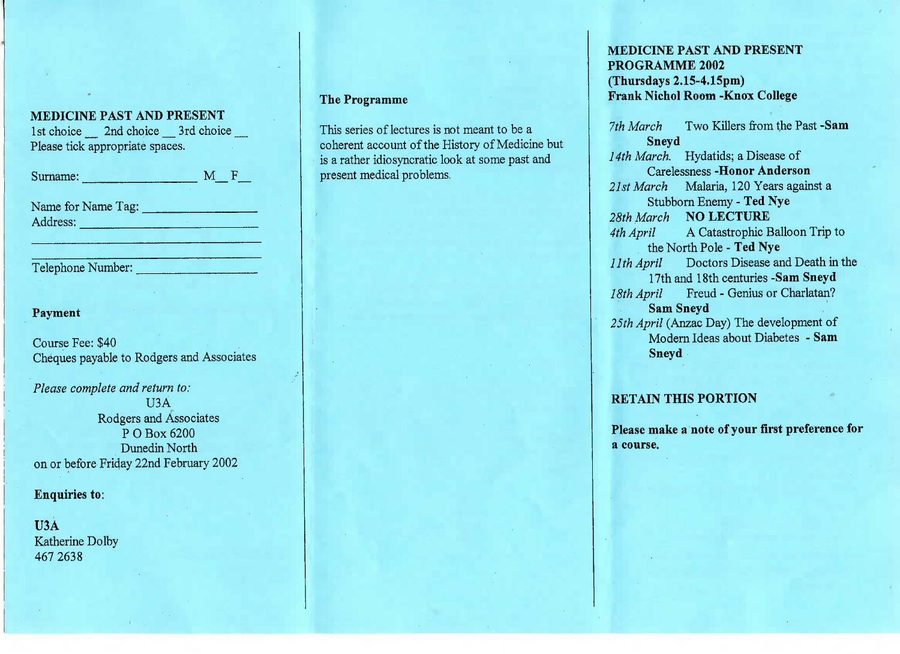**MEDICINE PAST AND PRESENT**

1st choice __ 2nd choice __ 3rd choice __

Please tick appropriate spaces.

Surname: ________________ M__ F__

Name for Name Tag: ________________

Address: ________________________

________________________________

________________________________

Telephone Number: ________________

**Payment**

Course Fee: $40

Cheques payable to Rodgers and Associates

*Please complete and return to:*

U3A
Rodgers and Associates
P O Box 6200
Dunedin North

on or before Friday 22nd February 2002

**Enquiries to**:

**U3A**
Katherine Dolby
467 2638

**The Programme**

This series of lectures is not meant to be a coherent account of the History of Medicine but is a rather idiosyncratic look at some past and present medical problems.

**MEDICINE PAST AND PRESENT PROGRAMME 2002**
**(Thursdays 2.15-4.15pm)**
**Frank Nichol Room -Knox College**

*7th March* Two Killers from the Past -**Sam Sneyd**

*14th March.* Hydatids; a Disease of Carelessness -**Honor Anderson**

*21st March* Malaria, 120 Years against a Stubborn Enemy - **Ted Nye**

*28th March* **NO LECTURE**

*4th April* A Catastrophic Balloon Trip to the North Pole - **Ted Nye**

*11th April* Doctors Disease and Death in the 17th and 18th centuries -**Sam Sneyd**

*18th April* Freud - Genius or Charlatan? **Sam Sneyd**

*25th April* (Anzac Day) The development of Modern Ideas about Diabetes - **Sam Sneyd**

**RETAIN THIS PORTION**

**Please make a note of your first preference for a course.**